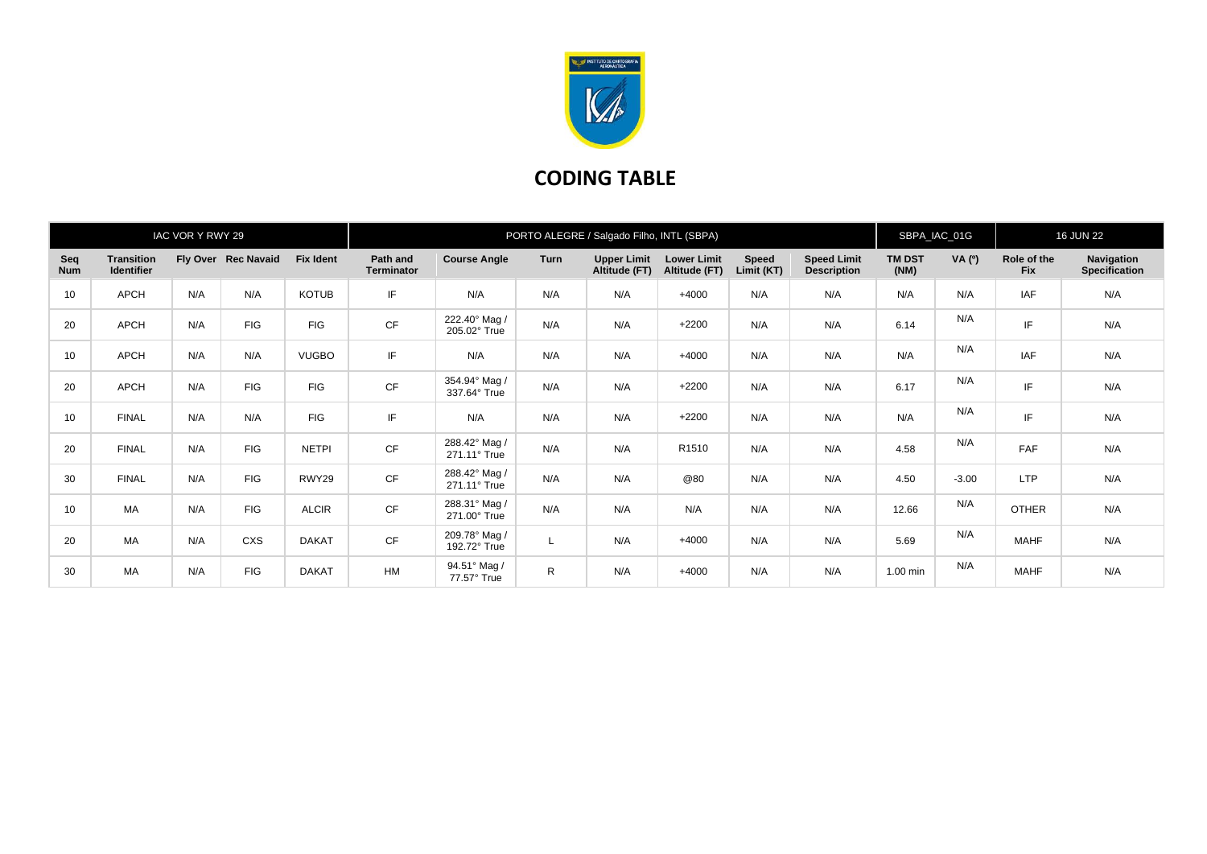# CODING TABLE

| IAC VOR Y RWY 29 | | | | | PORTO ALEGRE / Salgado Filho, INTL (SBPA) | | | | | | | SBPA_IAC_01G | | 16 JUN 22 | |
|---|---|---|---|---|---|---|---|---|---|---|---|---|---|---|---|
| **Seq Num** | **Transition Identifier** | **Fly Over** | **Rec Navaid** | **Fix Ident** | **Path and Terminator** | **Course Angle** | **Turn** | **Upper Limit Altitude (FT)** | **Lower Limit Altitude (FT)** | **Speed Limit (KT)** | **Speed Limit Description** | **TM DST (NM)** | **VA (º)** | **Role of the Fix** | **Navigation Specification** |
| 10 | APCH | N/A | N/A | KOTUB | IF | N/A | N/A | N/A | +4000 | N/A | N/A | N/A | N/A | IAF | N/A |
| 20 | APCH | N/A | FIG | FIG | CF | 222.40° Mag / 205.02° True | N/A | N/A | +2200 | N/A | N/A | 6.14 | N/A | IF | N/A |
| 10 | APCH | N/A | N/A | VUGBO | IF | N/A | N/A | N/A | +4000 | N/A | N/A | N/A | N/A | IAF | N/A |
| 20 | APCH | N/A | FIG | FIG | CF | 354.94° Mag / 337.64° True | N/A | N/A | +2200 | N/A | N/A | 6.17 | N/A | IF | N/A |
| 10 | FINAL | N/A | N/A | FIG | IF | N/A | N/A | N/A | +2200 | N/A | N/A | N/A | N/A | IF | N/A |
| 20 | FINAL | N/A | FIG | NETPI | CF | 288.42° Mag / 271.11° True | N/A | N/A | R1510 | N/A | N/A | 4.58 | N/A | FAF | N/A |
| 30 | FINAL | N/A | FIG | RWY29 | CF | 288.42° Mag / 271.11° True | N/A | N/A | @80 | N/A | N/A | 4.50 | -3.00 | LTP | N/A |
| 10 | MA | N/A | FIG | ALCIR | CF | 288.31° Mag / 271.00° True | N/A | N/A | N/A | N/A | N/A | 12.66 | N/A | OTHER | N/A |
| 20 | MA | N/A | CXS | DAKAT | CF | 209.78° Mag / 192.72° True | L | N/A | +4000 | N/A | N/A | 5.69 | N/A | MAHF | N/A |
| 30 | MA | N/A | FIG | DAKAT | HM | 94.51° Mag / 77.57° True | R | N/A | +4000 | N/A | N/A | 1.00 min | N/A | MAHF | N/A |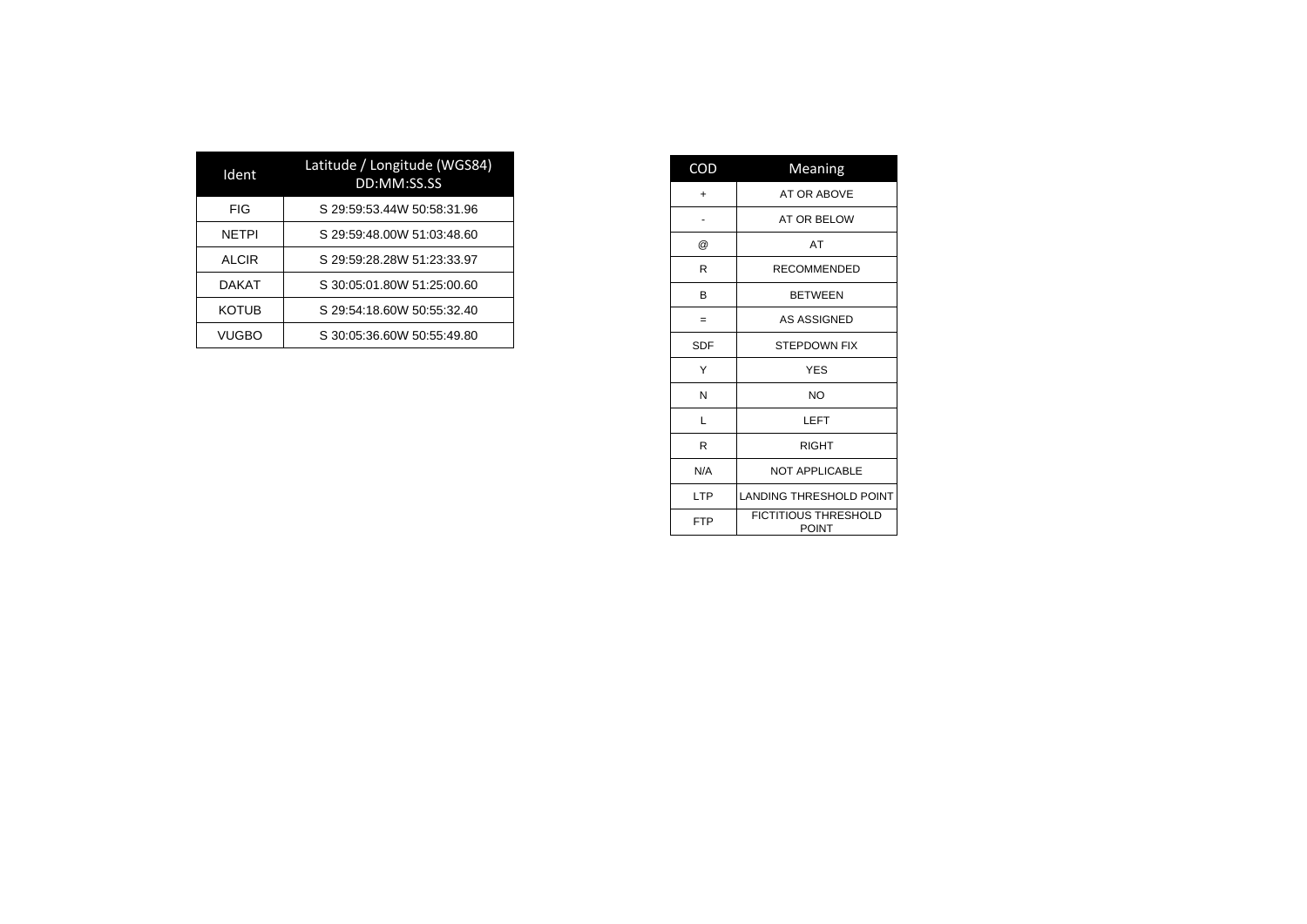| Ident | Latitude / Longitude (WGS84) DD:MM:SS.SS |
|---|---|
| FIG | S 29:59:53.44W 50:58:31.96 |
| NETPI | S 29:59:48.00W 51:03:48.60 |
| ALCIR | S 29:59:28.28W 51:23:33.97 |
| DAKAT | S 30:05:01.80W 51:25:00.60 |
| KOTUB | S 29:54:18.60W 50:55:32.40 |
| VUGBO | S 30:05:36.60W 50:55:49.80 |

| COD | Meaning |
|---|---|
| + | AT OR ABOVE |
| - | AT OR BELOW |
| @ | AT |
| R | RECOMMENDED |
| B | BETWEEN |
| = | AS ASSIGNED |
| SDF | STEPDOWN FIX |
| Y | YES |
| N | NO |
| L | LEFT |
| R | RIGHT |
| N/A | NOT APPLICABLE |
| LTP | LANDING THRESHOLD POINT |
| FTP | FICTITIOUS THRESHOLD POINT |